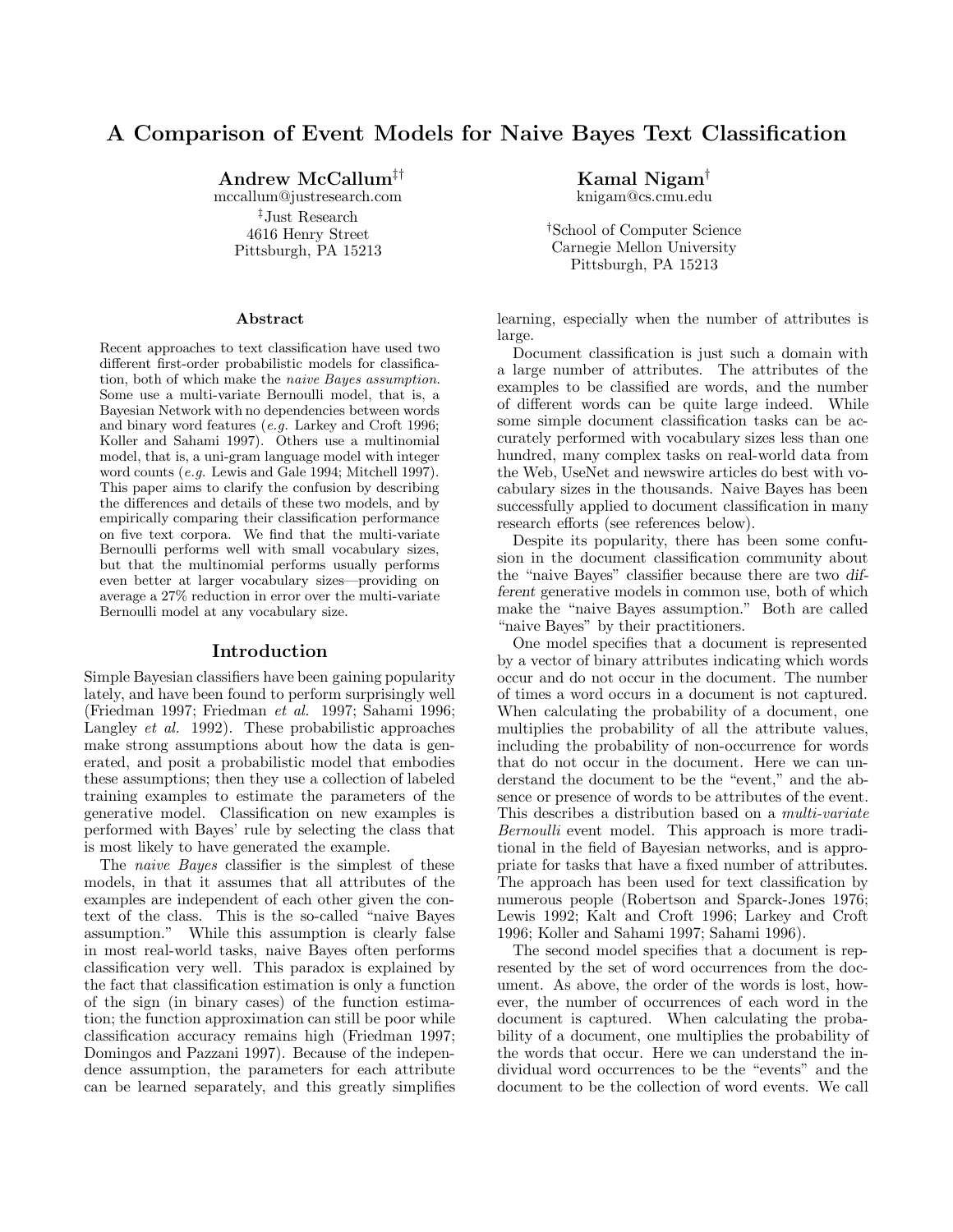# A Comparison of Event Models for Naive Bayes Text Classification

**Andrew McCallum**[‡†]
mccallum@justresearch.com
[‡]Just Research
4616 Henry Street
Pittsburgh, PA 15213

**Kamal Nigam**[†]
knigam@cs.cmu.edu
[†]School of Computer Science
Carnegie Mellon University
Pittsburgh, PA 15213

### Abstract

Recent approaches to text classification have used two different first-order probabilistic models for classification, both of which make the *naive Bayes assumption*. Some use a multi-variate Bernoulli model, that is, a Bayesian Network with no dependencies between words and binary word features (*e.g.* Larkey and Croft 1996; Koller and Sahami 1997). Others use a multinomial model, that is, a uni-gram language model with integer word counts (*e.g.* Lewis and Gale 1994; Mitchell 1997). This paper aims to clarify the confusion by describing the differences and details of these two models, and by empirically comparing their classification performance on five text corpora. We find that the multi-variate Bernoulli performs well with small vocabulary sizes, but that the multinomial performs usually performs even better at larger vocabulary sizes—providing on average a 27% reduction in error over the multi-variate Bernoulli model at any vocabulary size.

## Introduction

Simple Bayesian classifiers have been gaining popularity lately, and have been found to perform surprisingly well (Friedman 1997; Friedman *et al.* 1997; Sahami 1996; Langley *et al.* 1992). These probabilistic approaches make strong assumptions about how the data is generated, and posit a probabilistic model that embodies these assumptions; then they use a collection of labeled training examples to estimate the parameters of the generative model. Classification on new examples is performed with Bayes' rule by selecting the class that is most likely to have generated the example.

The *naive Bayes* classifier is the simplest of these models, in that it assumes that all attributes of the examples are independent of each other given the context of the class. This is the so-called "naive Bayes assumption." While this assumption is clearly false in most real-world tasks, naive Bayes often performs classification very well. This paradox is explained by the fact that classification estimation is only a function of the sign (in binary cases) of the function estimation; the function approximation can still be poor while classification accuracy remains high (Friedman 1997; Domingos and Pazzani 1997). Because of the independence assumption, the parameters for each attribute can be learned separately, and this greatly simplifies learning, especially when the number of attributes is large.

Document classification is just such a domain with a large number of attributes. The attributes of the examples to be classified are words, and the number of different words can be quite large indeed. While some simple document classification tasks can be accurately performed with vocabulary sizes less than one hundred, many complex tasks on real-world data from the Web, UseNet and newswire articles do best with vocabulary sizes in the thousands. Naive Bayes has been successfully applied to document classification in many research efforts (see references below).

Despite its popularity, there has been some confusion in the document classification community about the "naive Bayes" classifier because there are two *different* generative models in common use, both of which make the "naive Bayes assumption." Both are called "naive Bayes" by their practitioners.

One model specifies that a document is represented by a vector of binary attributes indicating which words occur and do not occur in the document. The number of times a word occurs in a document is not captured. When calculating the probability of a document, one multiplies the probability of all the attribute values, including the probability of non-occurrence for words that do not occur in the document. Here we can understand the document to be the "event," and the absence or presence of words to be attributes of the event. This describes a distribution based on a *multi-variate Bernoulli* event model. This approach is more traditional in the field of Bayesian networks, and is appropriate for tasks that have a fixed number of attributes. The approach has been used for text classification by numerous people (Robertson and Sparck-Jones 1976; Lewis 1992; Kalt and Croft 1996; Larkey and Croft 1996; Koller and Sahami 1997; Sahami 1996).

The second model specifies that a document is represented by the set of word occurrences from the document. As above, the order of the words is lost, however, the number of occurrences of each word in the document is captured. When calculating the probability of a document, one multiplies the probability of the words that occur. Here we can understand the individual word occurrences to be the "events" and the document to be the collection of word events. We call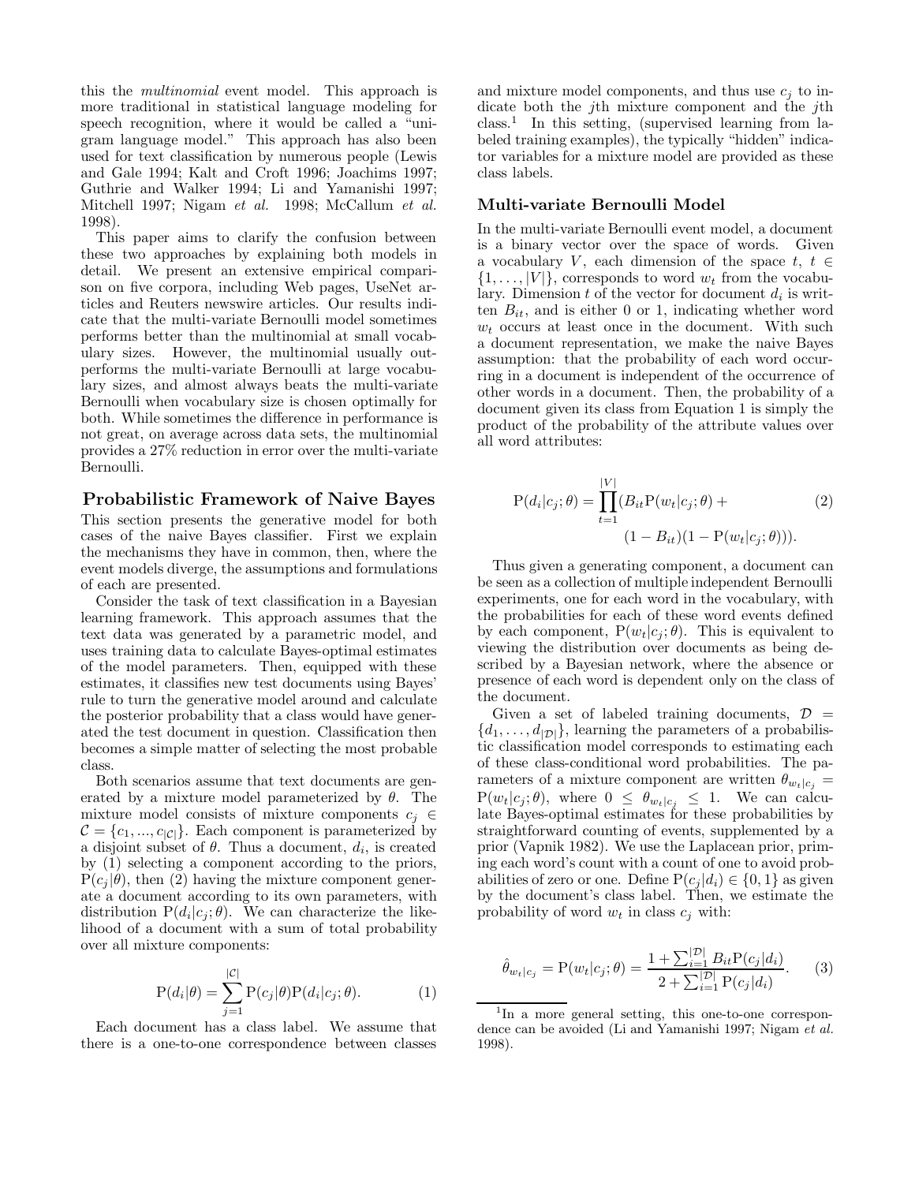this the *multinomial* event model. This approach is more traditional in statistical language modeling for speech recognition, where it would be called a "unigram language model." This approach has also been used for text classification by numerous people (Lewis and Gale 1994; Kalt and Croft 1996; Joachims 1997; Guthrie and Walker 1994; Li and Yamanishi 1997; Mitchell 1997; Nigam *et al.* 1998; McCallum *et al.* 1998).

This paper aims to clarify the confusion between these two approaches by explaining both models in detail. We present an extensive empirical comparison on five corpora, including Web pages, UseNet articles and Reuters newswire articles. Our results indicate that the multi-variate Bernoulli model sometimes performs better than the multinomial at small vocabulary sizes. However, the multinomial usually outperforms the multi-variate Bernoulli at large vocabulary sizes, and almost always beats the multi-variate Bernoulli when vocabulary size is chosen optimally for both. While sometimes the difference in performance is not great, on average across data sets, the multinomial provides a 27% reduction in error over the multi-variate Bernoulli.

## Probabilistic Framework of Naive Bayes

This section presents the generative model for both cases of the naive Bayes classifier. First we explain the mechanisms they have in common, then, where the event models diverge, the assumptions and formulations of each are presented.

Consider the task of text classification in a Bayesian learning framework. This approach assumes that the text data was generated by a parametric model, and uses training data to calculate Bayes-optimal estimates of the model parameters. Then, equipped with these estimates, it classifies new test documents using Bayes' rule to turn the generative model around and calculate the posterior probability that a class would have generated the test document in question. Classification then becomes a simple matter of selecting the most probable class.

Both scenarios assume that text documents are generated by a mixture model parameterized by $\theta$. The mixture model consists of mixture components $c_j \in \mathcal{C} = \{c_1, ..., c_{|\mathcal{C}|}\}$. Each component is parameterized by a disjoint subset of $\theta$. Thus a document, $d_i$, is created by (1) selecting a component according to the priors, $\mathrm{P}(c_j|\theta)$, then (2) having the mixture component generate a document according to its own parameters, with distribution $\mathrm{P}(d_i|c_j;\theta)$. We can characterize the likelihood of a document with a sum of total probability over all mixture components:

$$\mathrm{P}(d_i|\theta) = \sum_{j=1}^{|\mathcal{C}|} \mathrm{P}(c_j|\theta)\mathrm{P}(d_i|c_j;\theta). \qquad (1)$$

Each document has a class label. We assume that there is a one-to-one correspondence between classes and mixture model components, and thus use $c_j$ to indicate both the $j$th mixture component and the $j$th class.[1] In this setting, (supervised learning from labeled training examples), the typically "hidden" indicator variables for a mixture model are provided as these class labels.

### Multi-variate Bernoulli Model

In the multi-variate Bernoulli event model, a document is a binary vector over the space of words. Given a vocabulary $V$, each dimension of the space $t$, $t \in \{1, \ldots, |V|\}$, corresponds to word $w_t$ from the vocabulary. Dimension $t$ of the vector for document $d_i$ is written $B_{it}$, and is either 0 or 1, indicating whether word $w_t$ occurs at least once in the document. With such a document representation, we make the naive Bayes assumption: that the probability of each word occurring in a document is independent of the occurrence of other words in a document. Then, the probability of a document given its class from Equation 1 is simply the product of the probability of the attribute values over all word attributes:

$$\mathrm{P}(d_i|c_j;\theta) = \prod_{t=1}^{|V|}(B_{it}\mathrm{P}(w_t|c_j;\theta) + (1 - B_{it})(1 - \mathrm{P}(w_t|c_j;\theta))). \qquad (2)$$

Thus given a generating component, a document can be seen as a collection of multiple independent Bernoulli experiments, one for each word in the vocabulary, with the probabilities for each of these word events defined by each component, $\mathrm{P}(w_t|c_j;\theta)$. This is equivalent to viewing the distribution over documents as being described by a Bayesian network, where the absence or presence of each word is dependent only on the class of the document.

Given a set of labeled training documents, $\mathcal{D} = \{d_1, \ldots, d_{|\mathcal{D}|}\}$, learning the parameters of a probabilistic classification model corresponds to estimating each of these class-conditional word probabilities. The parameters of a mixture component are written $\theta_{w_t|c_j} = \mathrm{P}(w_t|c_j;\theta)$, where $0 \leq \theta_{w_t|c_j} \leq 1$. We can calculate Bayes-optimal estimates for these probabilities by straightforward counting of events, supplemented by a prior (Vapnik 1982). We use the Laplacean prior, priming each word's count with a count of one to avoid probabilities of zero or one. Define $\mathrm{P}(c_j|d_i) \in \{0, 1\}$ as given by the document's class label. Then, we estimate the probability of word $w_t$ in class $c_j$ with:

$$\hat{\theta}_{w_t|c_j} = \mathrm{P}(w_t|c_j;\theta) = \frac{1 + \sum_{i=1}^{|\mathcal{D}|} B_{it}\mathrm{P}(c_j|d_i)}{2 + \sum_{i=1}^{|\mathcal{D}|} \mathrm{P}(c_j|d_i)}. \qquad (3)$$

[1] In a more general setting, this one-to-one correspondence can be avoided (Li and Yamanishi 1997; Nigam *et al.* 1998).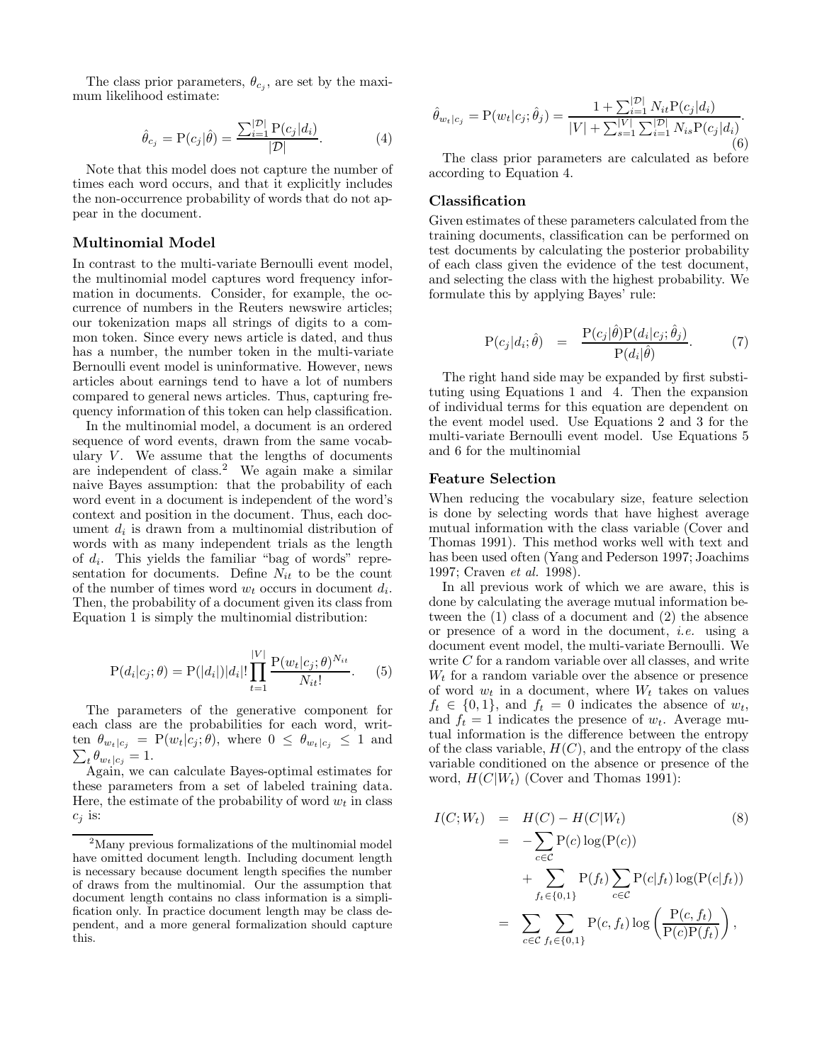The class prior parameters, $\theta_{c_j}$, are set by the maximum likelihood estimate:

$$\hat{\theta}_{c_j} = \mathrm{P}(c_j|\hat{\theta}) = \frac{\sum_{i=1}^{|\mathcal{D}|} \mathrm{P}(c_j|d_i)}{|\mathcal{D}|}. \quad (4)$$

Note that this model does not capture the number of times each word occurs, and that it explicitly includes the non-occurrence probability of words that do not appear in the document.

### Multinomial Model

In contrast to the multi-variate Bernoulli event model, the multinomial model captures word frequency information in documents. Consider, for example, the occurrence of numbers in the Reuters newswire articles; our tokenization maps all strings of digits to a common token. Since every news article is dated, and thus has a number, the number token in the multi-variate Bernoulli event model is uninformative. However, news articles about earnings tend to have a lot of numbers compared to general news articles. Thus, capturing frequency information of this token can help classification.

In the multinomial model, a document is an ordered sequence of word events, drawn from the same vocabulary $V$. We assume that the lengths of documents are independent of class.[2] We again make a similar naive Bayes assumption: that the probability of each word event in a document is independent of the word's context and position in the document. Thus, each document $d_i$ is drawn from a multinomial distribution of words with as many independent trials as the length of $d_i$. This yields the familiar "bag of words" representation for documents. Define $N_{it}$ to be the count of the number of times word $w_t$ occurs in document $d_i$. Then, the probability of a document given its class from Equation 1 is simply the multinomial distribution:

$$\mathrm{P}(d_i|c_j;\theta) = \mathrm{P}(|d_i|)|d_i|! \prod_{t=1}^{|V|} \frac{\mathrm{P}(w_t|c_j;\theta)^{N_{it}}}{N_{it}!}. \quad (5)$$

The parameters of the generative component for each class are the probabilities for each word, written $\theta_{w_t|c_j} = \mathrm{P}(w_t|c_j;\theta)$, where $0 \leq \theta_{w_t|c_j} \leq 1$ and $\sum_t \theta_{w_t|c_j} = 1$.

Again, we can calculate Bayes-optimal estimates for these parameters from a set of labeled training data. Here, the estimate of the probability of word $w_t$ in class $c_j$ is:

$$\hat{\theta}_{w_t|c_j} = \mathrm{P}(w_t|c_j;\hat{\theta}_j) = \frac{1 + \sum_{i=1}^{|\mathcal{D}|} N_{it}\mathrm{P}(c_j|d_i)}{|V| + \sum_{s=1}^{|V|}\sum_{i=1}^{|\mathcal{D}|} N_{is}\mathrm{P}(c_j|d_i)}. \quad (6)$$

The class prior parameters are calculated as before according to Equation 4.

### Classification

Given estimates of these parameters calculated from the training documents, classification can be performed on test documents by calculating the posterior probability of each class given the evidence of the test document, and selecting the class with the highest probability. We formulate this by applying Bayes' rule:

$$\mathrm{P}(c_j|d_i;\hat{\theta}) = \frac{\mathrm{P}(c_j|\hat{\theta})\mathrm{P}(d_i|c_j;\hat{\theta}_j)}{\mathrm{P}(d_i|\hat{\theta})}. \quad (7)$$

The right hand side may be expanded by first substituting using Equations 1 and 4. Then the expansion of individual terms for this equation are dependent on the event model used. Use Equations 2 and 3 for the multi-variate Bernoulli event model. Use Equations 5 and 6 for the multinomial

### Feature Selection

When reducing the vocabulary size, feature selection is done by selecting words that have highest average mutual information with the class variable (Cover and Thomas 1991). This method works well with text and has been used often (Yang and Pederson 1997; Joachims 1997; Craven *et al.* 1998).

In all previous work of which we are aware, this is done by calculating the average mutual information between the (1) class of a document and (2) the absence or presence of a word in the document, *i.e.* using a document event model, the multi-variate Bernoulli. We write $C$ for a random variable over all classes, and write $W_t$ for a random variable over the absence or presence of word $w_t$ in a document, where $W_t$ takes on values $f_t \in \{0,1\}$, and $f_t = 0$ indicates the absence of $w_t$, and $f_t = 1$ indicates the presence of $w_t$. Average mutual information is the difference between the entropy of the class variable, $H(C)$, and the entropy of the class variable conditioned on the absence or presence of the word, $H(C|W_t)$ (Cover and Thomas 1991):

$$\begin{aligned} I(C;W_t) &= H(C) - H(C|W_t) \quad (8) \\ &= -\sum_{c \in \mathcal{C}} \mathrm{P}(c)\log(\mathrm{P}(c)) \\ &\quad + \sum_{f_t \in \{0,1\}} \mathrm{P}(f_t) \sum_{c \in \mathcal{C}} \mathrm{P}(c|f_t)\log(\mathrm{P}(c|f_t)) \\ &= \sum_{c \in \mathcal{C}} \sum_{f_t \in \{0,1\}} \mathrm{P}(c, f_t) \log\left(\frac{\mathrm{P}(c, f_t)}{\mathrm{P}(c)\mathrm{P}(f_t)}\right), \end{aligned}$$

[2] Many previous formalizations of the multinomial model have omitted document length. Including document length is necessary because document length specifies the number of draws from the multinomial. Our the assumption that document length contains no class information is a simplification only. In practice document length may be class dependent, and a more general formalization should capture this.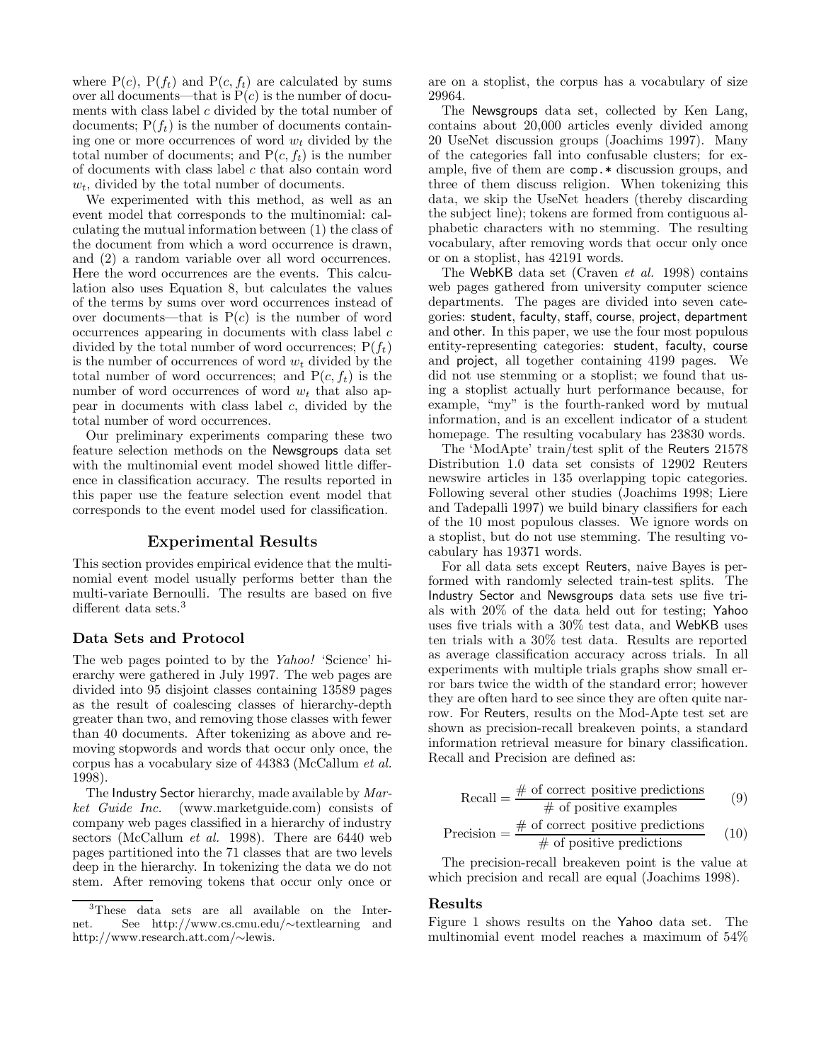where $P(c)$, $P(f_t)$ and $P(c, f_t)$ are calculated by sums over all documents—that is $P(c)$ is the number of documents with class label $c$ divided by the total number of documents; $P(f_t)$ is the number of documents containing one or more occurrences of word $w_t$ divided by the total number of documents; and $P(c, f_t)$ is the number of documents with class label $c$ that also contain word $w_t$, divided by the total number of documents.

We experimented with this method, as well as an event model that corresponds to the multinomial: calculating the mutual information between (1) the class of the document from which a word occurrence is drawn, and (2) a random variable over all word occurrences. Here the word occurrences are the events. This calculation also uses Equation 8, but calculates the values of the terms by sums over word occurrences instead of over documents—that is $P(c)$ is the number of word occurrences appearing in documents with class label $c$ divided by the total number of word occurrences; $P(f_t)$ is the number of occurrences of word $w_t$ divided by the total number of word occurrences; and $P(c, f_t)$ is the number of word occurrences of word $w_t$ that also appear in documents with class label $c$, divided by the total number of word occurrences.

Our preliminary experiments comparing these two feature selection methods on the Newsgroups data set with the multinomial event model showed little difference in classification accuracy. The results reported in this paper use the feature selection event model that corresponds to the event model used for classification.

## Experimental Results

This section provides empirical evidence that the multinomial event model usually performs better than the multi-variate Bernoulli. The results are based on five different data sets.[3]

### Data Sets and Protocol

The web pages pointed to by the *Yahoo!* 'Science' hierarchy were gathered in July 1997. The web pages are divided into 95 disjoint classes containing 13589 pages as the result of coalescing classes of hierarchy-depth greater than two, and removing those classes with fewer than 40 documents. After tokenizing as above and removing stopwords and words that occur only once, the corpus has a vocabulary size of 44383 (McCallum *et al.* 1998).

The Industry Sector hierarchy, made available by *Market Guide Inc.* (www.marketguide.com) consists of company web pages classified in a hierarchy of industry sectors (McCallum *et al.* 1998). There are 6440 web pages partitioned into the 71 classes that are two levels deep in the hierarchy. In tokenizing the data we do not stem. After removing tokens that occur only once or are on a stoplist, the corpus has a vocabulary of size 29964.

The Newsgroups data set, collected by Ken Lang, contains about 20,000 articles evenly divided among 20 UseNet discussion groups (Joachims 1997). Many of the categories fall into confusable clusters; for example, five of them are `comp.*` discussion groups, and three of them discuss religion. When tokenizing this data, we skip the UseNet headers (thereby discarding the subject line); tokens are formed from contiguous alphabetic characters with no stemming. The resulting vocabulary, after removing words that occur only once or on a stoplist, has 42191 words.

The WebKB data set (Craven *et al.* 1998) contains web pages gathered from university computer science departments. The pages are divided into seven categories: student, faculty, staff, course, project, department and other. In this paper, we use the four most populous entity-representing categories: student, faculty, course and project, all together containing 4199 pages. We did not use stemming or a stoplist; we found that using a stoplist actually hurt performance because, for example, "my" is the fourth-ranked word by mutual information, and is an excellent indicator of a student homepage. The resulting vocabulary has 23830 words.

The 'ModApte' train/test split of the Reuters 21578 Distribution 1.0 data set consists of 12902 Reuters newswire articles in 135 overlapping topic categories. Following several other studies (Joachims 1998; Liere and Tadepalli 1997) we build binary classifiers for each of the 10 most populous classes. We ignore words on a stoplist, but do not use stemming. The resulting vocabulary has 19371 words.

For all data sets except Reuters, naive Bayes is performed with randomly selected train-test splits. The Industry Sector and Newsgroups data sets use five trials with 20% of the data held out for testing; Yahoo uses five trials with a 30% test data, and WebKB uses ten trials with a 30% test data. Results are reported as average classification accuracy across trials. In all experiments with multiple trials graphs show small error bars twice the width of the standard error; however they are often hard to see since they are often quite narrow. For Reuters, results on the Mod-Apte test set are shown as precision-recall breakeven points, a standard information retrieval measure for binary classification. Recall and Precision are defined as:

$$\text{Recall} = \frac{\#\text{ of correct positive predictions}}{\#\text{ of positive examples}} \tag{9}$$

$$\text{Precision} = \frac{\#\text{ of correct positive predictions}}{\#\text{ of positive predictions}} \tag{10}$$

The precision-recall breakeven point is the value at which precision and recall are equal (Joachims 1998).

### Results

Figure 1 shows results on the Yahoo data set. The multinomial event model reaches a maximum of 54%

[3] These data sets are all available on the Internet. See http://www.cs.cmu.edu/∼textlearning and http://www.research.att.com/∼lewis.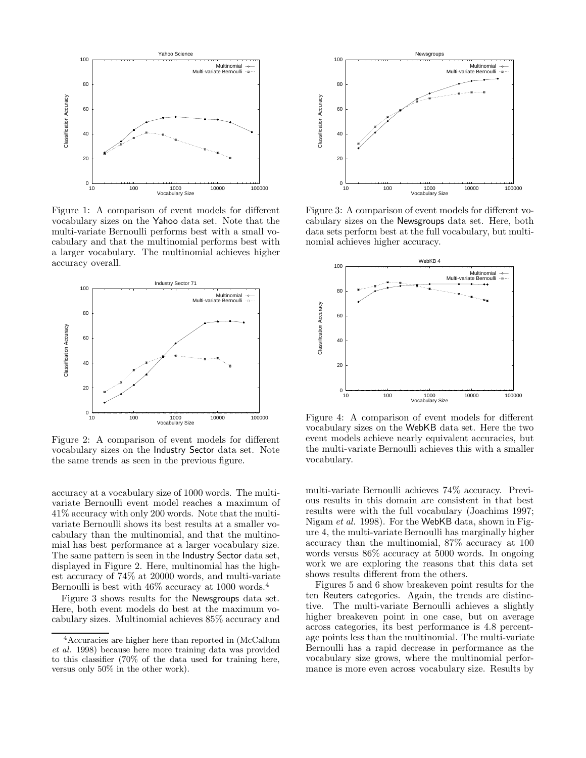Figure 1: A comparison of event models for different vocabulary sizes on the Yahoo data set. Note that the multi-variate Bernoulli performs best with a small vocabulary and that the multinomial performs best with a larger vocabulary. The multinomial achieves higher accuracy overall.

Figure 2: A comparison of event models for different vocabulary sizes on the Industry Sector data set. Note the same trends as seen in the previous figure.

accuracy at a vocabulary size of 1000 words. The multi-variate Bernoulli event model reaches a maximum of 41% accuracy with only 200 words. Note that the multi-variate Bernoulli shows its best results at a smaller vocabulary than the multinomial, and that the multinomial has best performance at a larger vocabulary size. The same pattern is seen in the Industry Sector data set, displayed in Figure 2. Here, multinomial has the highest accuracy of 74% at 20000 words, and multi-variate Bernoulli is best with 46% accuracy at 1000 words.[4]

Figure 3 shows results for the Newsgroups data set. Here, both event models do best at the maximum vocabulary sizes. Multinomial achieves 85% accuracy and

[4]Accuracies are higher here than reported in (McCallum *et al.* 1998) because here more training data was provided to this classifier (70% of the data used for training here, versus only 50% in the other work).

Figure 3: A comparison of event models for different vocabulary sizes on the Newsgroups data set. Here, both data sets perform best at the full vocabulary, but multinomial achieves higher accuracy.

Figure 4: A comparison of event models for different vocabulary sizes on the WebKB data set. Here the two event models achieve nearly equivalent accuracies, but the multi-variate Bernoulli achieves this with a smaller vocabulary.

multi-variate Bernoulli achieves 74% accuracy. Previous results in this domain are consistent in that best results were with the full vocabulary (Joachims 1997; Nigam *et al.* 1998). For the WebKB data, shown in Figure 4, the multi-variate Bernoulli has marginally higher accuracy than the multinomial, 87% accuracy at 100 words versus 86% accuracy at 5000 words. In ongoing work we are exploring the reasons that this data set shows results different from the others.

Figures 5 and 6 show breakeven point results for the ten Reuters categories. Again, the trends are distinctive. The multi-variate Bernoulli achieves a slightly higher breakeven point in one case, but on average across categories, its best performance is 4.8 percentage points less than the multinomial. The multi-variate Bernoulli has a rapid decrease in performance as the vocabulary size grows, where the multinomial performance is more even across vocabulary size. Results by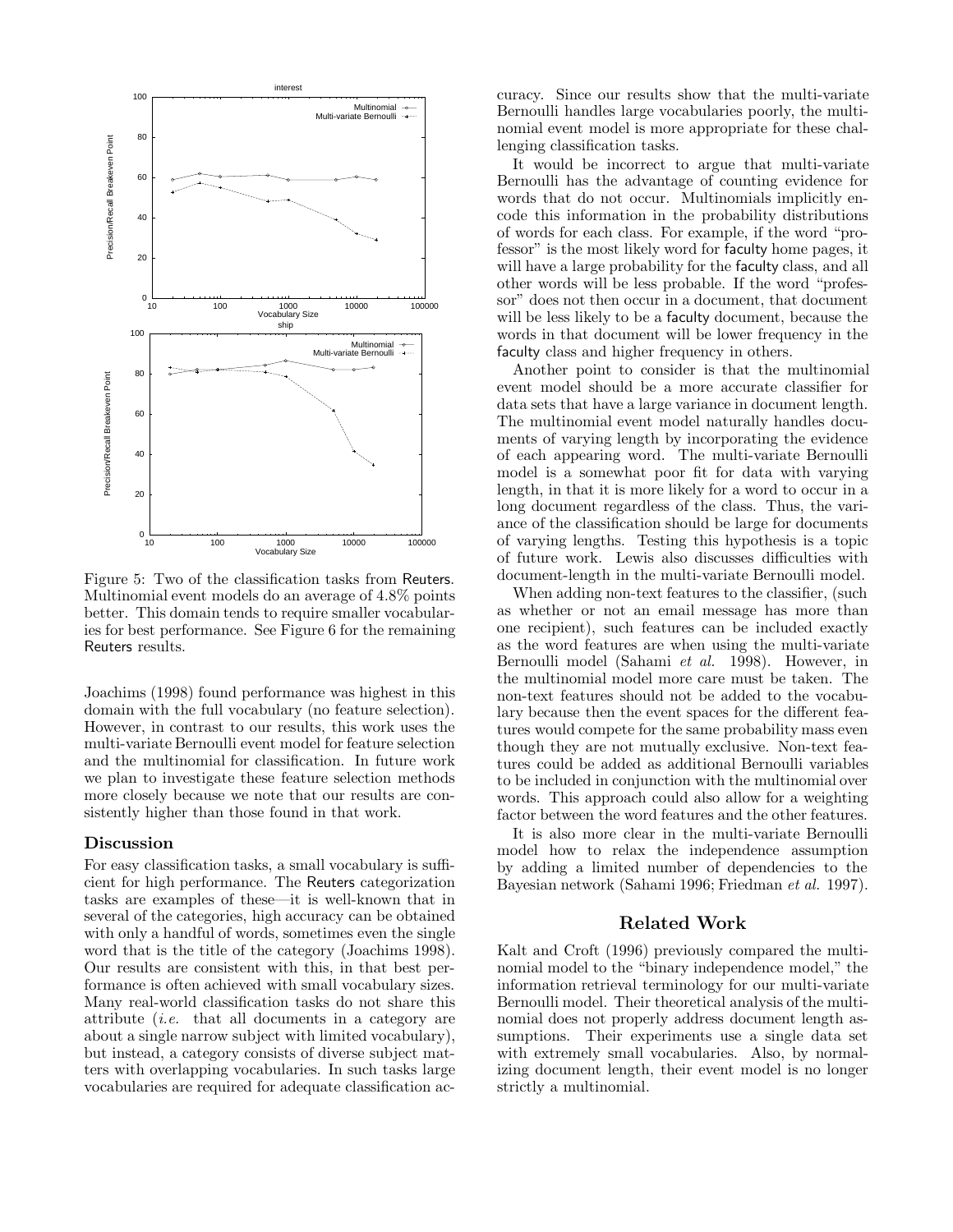Figure 5: Two of the classification tasks from Reuters. Multinomial event models do an average of 4.8% points better. This domain tends to require smaller vocabularies for best performance. See Figure 6 for the remaining Reuters results.

Joachims (1998) found performance was highest in this domain with the full vocabulary (no feature selection). However, in contrast to our results, this work uses the multi-variate Bernoulli event model for feature selection and the multinomial for classification. In future work we plan to investigate these feature selection methods more closely because we note that our results are consistently higher than those found in that work.

### Discussion

For easy classification tasks, a small vocabulary is sufficient for high performance. The Reuters categorization tasks are examples of these—it is well-known that in several of the categories, high accuracy can be obtained with only a handful of words, sometimes even the single word that is the title of the category (Joachims 1998). Our results are consistent with this, in that best performance is often achieved with small vocabulary sizes. Many real-world classification tasks do not share this attribute (*i.e.* that all documents in a category are about a single narrow subject with limited vocabulary), but instead, a category consists of diverse subject matters with overlapping vocabularies. In such tasks large vocabularies are required for adequate classification accuracy. Since our results show that the multi-variate Bernoulli handles large vocabularies poorly, the multinomial event model is more appropriate for these challenging classification tasks.

It would be incorrect to argue that multi-variate Bernoulli has the advantage of counting evidence for words that do not occur. Multinomials implicitly encode this information in the probability distributions of words for each class. For example, if the word "professor" is the most likely word for faculty home pages, it will have a large probability for the faculty class, and all other words will be less probable. If the word "professor" does not then occur in a document, that document will be less likely to be a faculty document, because the words in that document will be lower frequency in the faculty class and higher frequency in others.

Another point to consider is that the multinomial event model should be a more accurate classifier for data sets that have a large variance in document length. The multinomial event model naturally handles documents of varying length by incorporating the evidence of each appearing word. The multi-variate Bernoulli model is a somewhat poor fit for data with varying length, in that it is more likely for a word to occur in a long document regardless of the class. Thus, the variance of the classification should be large for documents of varying lengths. Testing this hypothesis is a topic of future work. Lewis also discusses difficulties with document-length in the multi-variate Bernoulli model.

When adding non-text features to the classifier, (such as whether or not an email message has more than one recipient), such features can be included exactly as the word features are when using the multi-variate Bernoulli model (Sahami *et al.* 1998). However, in the multinomial model more care must be taken. The non-text features should not be added to the vocabulary because then the event spaces for the different features would compete for the same probability mass even though they are not mutually exclusive. Non-text features could be added as additional Bernoulli variables to be included in conjunction with the multinomial over words. This approach could also allow for a weighting factor between the word features and the other features.

It is also more clear in the multi-variate Bernoulli model how to relax the independence assumption by adding a limited number of dependencies to the Bayesian network (Sahami 1996; Friedman *et al.* 1997).

## Related Work

Kalt and Croft (1996) previously compared the multinomial model to the "binary independence model," the information retrieval terminology for our multi-variate Bernoulli model. Their theoretical analysis of the multinomial does not properly address document length assumptions. Their experiments use a single data set with extremely small vocabularies. Also, by normalizing document length, their event model is no longer strictly a multinomial.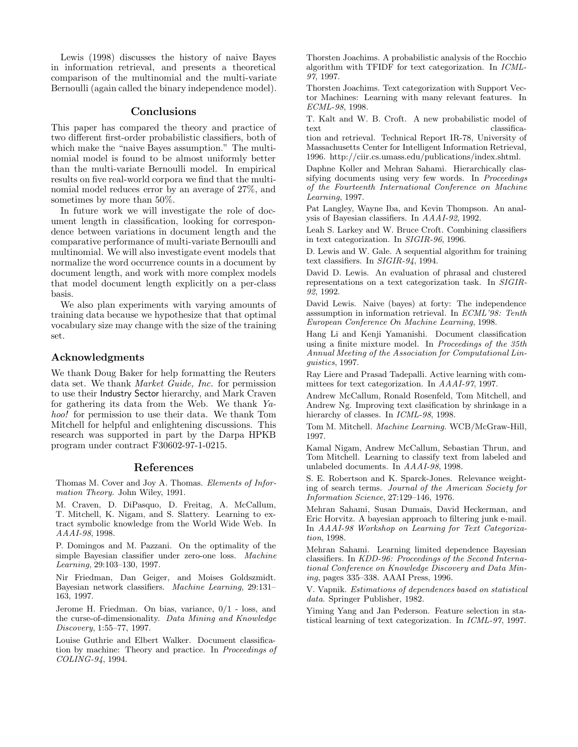Lewis (1998) discusses the history of naive Bayes in information retrieval, and presents a theoretical comparison of the multinomial and the multi-variate Bernoulli (again called the binary independence model).

## Conclusions

This paper has compared the theory and practice of two different first-order probabilistic classifiers, both of which make the "naive Bayes assumption." The multinomial model is found to be almost uniformly better than the multi-variate Bernoulli model. In empirical results on five real-world corpora we find that the multinomial model reduces error by an average of 27%, and sometimes by more than 50%.

In future work we will investigate the role of document length in classification, looking for correspondence between variations in document length and the comparative performance of multi-variate Bernoulli and multinomial. We will also investigate event models that normalize the word occurrence counts in a document by document length, and work with more complex models that model document length explicitly on a per-class basis.

We also plan experiments with varying amounts of training data because we hypothesize that that optimal vocabulary size may change with the size of the training set.

### Acknowledgments

We thank Doug Baker for help formatting the Reuters data set. We thank *Market Guide, Inc.* for permission to use their Industry Sector hierarchy, and Mark Craven for gathering its data from the Web. We thank *Yahoo!* for permission to use their data. We thank Tom Mitchell for helpful and enlightening discussions. This research was supported in part by the Darpa HPKB program under contract F30602-97-1-0215.

## References

Thomas M. Cover and Joy A. Thomas. *Elements of Information Theory*. John Wiley, 1991.

M. Craven, D. DiPasquo, D. Freitag, A. McCallum, T. Mitchell, K. Nigam, and S. Slattery. Learning to extract symbolic knowledge from the World Wide Web. In *AAAI-98*, 1998.

P. Domingos and M. Pazzani. On the optimality of the simple Bayesian classifier under zero-one loss. *Machine Learning*, 29:103–130, 1997.

Nir Friedman, Dan Geiger, and Moises Goldszmidt. Bayesian network classifiers. *Machine Learning*, 29:131–163, 1997.

Jerome H. Friedman. On bias, variance, 0/1 - loss, and the curse-of-dimensionality. *Data Mining and Knowledge Discovery*, 1:55–77, 1997.

Louise Guthrie and Elbert Walker. Document classification by machine: Theory and practice. In *Proceedings of COLING-94*, 1994.

Thorsten Joachims. A probabilistic analysis of the Rocchio algorithm with TFIDF for text categorization. In *ICML-97*, 1997.

Thorsten Joachims. Text categorization with Support Vector Machines: Learning with many relevant features. In *ECML-98*, 1998.

T. Kalt and W. B. Croft. A new probabilistic model of text classification and retrieval. Technical Report IR-78, University of Massachusetts Center for Intelligent Information Retrieval, 1996. http://ciir.cs.umass.edu/publications/index.shtml.

Daphne Koller and Mehran Sahami. Hierarchically classifying documents using very few words. In *Proceedings of the Fourteenth International Conference on Machine Learning*, 1997.

Pat Langley, Wayne Iba, and Kevin Thompson. An analysis of Bayesian classifiers. In *AAAI-92*, 1992.

Leah S. Larkey and W. Bruce Croft. Combining classifiers in text categorization. In *SIGIR-96*, 1996.

D. Lewis and W. Gale. A sequential algorithm for training text classifiers. In *SIGIR-94*, 1994.

David D. Lewis. An evaluation of phrasal and clustered representations on a text categorization task. In *SIGIR-92*, 1992.

David Lewis. Naive (bayes) at forty: The independence asssumption in information retrieval. In *ECML'98: Tenth European Conference On Machine Learning*, 1998.

Hang Li and Kenji Yamanishi. Document classification using a finite mixture model. In *Proceedings of the 35th Annual Meeting of the Association for Computational Linguistics*, 1997.

Ray Liere and Prasad Tadepalli. Active learning with committees for text categorization. In *AAAI-97*, 1997.

Andrew McCallum, Ronald Rosenfeld, Tom Mitchell, and Andrew Ng. Improving text clasification by shrinkage in a hierarchy of classes. In *ICML-98*, 1998.

Tom M. Mitchell. *Machine Learning*. WCB/McGraw-Hill, 1997.

Kamal Nigam, Andrew McCallum, Sebastian Thrun, and Tom Mitchell. Learning to classify text from labeled and unlabeled documents. In *AAAI-98*, 1998.

S. E. Robertson and K. Sparck-Jones. Relevance weighting of search terms. *Journal of the American Society for Information Science*, 27:129–146, 1976.

Mehran Sahami, Susan Dumais, David Heckerman, and Eric Horvitz. A bayesian approach to filtering junk e-mail. In *AAAI-98 Workshop on Learning for Text Categorization*, 1998.

Mehran Sahami. Learning limited dependence Bayesian classifiers. In *KDD-96: Proceedings of the Second International Conference on Knowledge Discovery and Data Mining*, pages 335–338. AAAI Press, 1996.

V. Vapnik. *Estimations of dependences based on statistical data*. Springer Publisher, 1982.

Yiming Yang and Jan Pederson. Feature selection in statistical learning of text categorization. In *ICML-97*, 1997.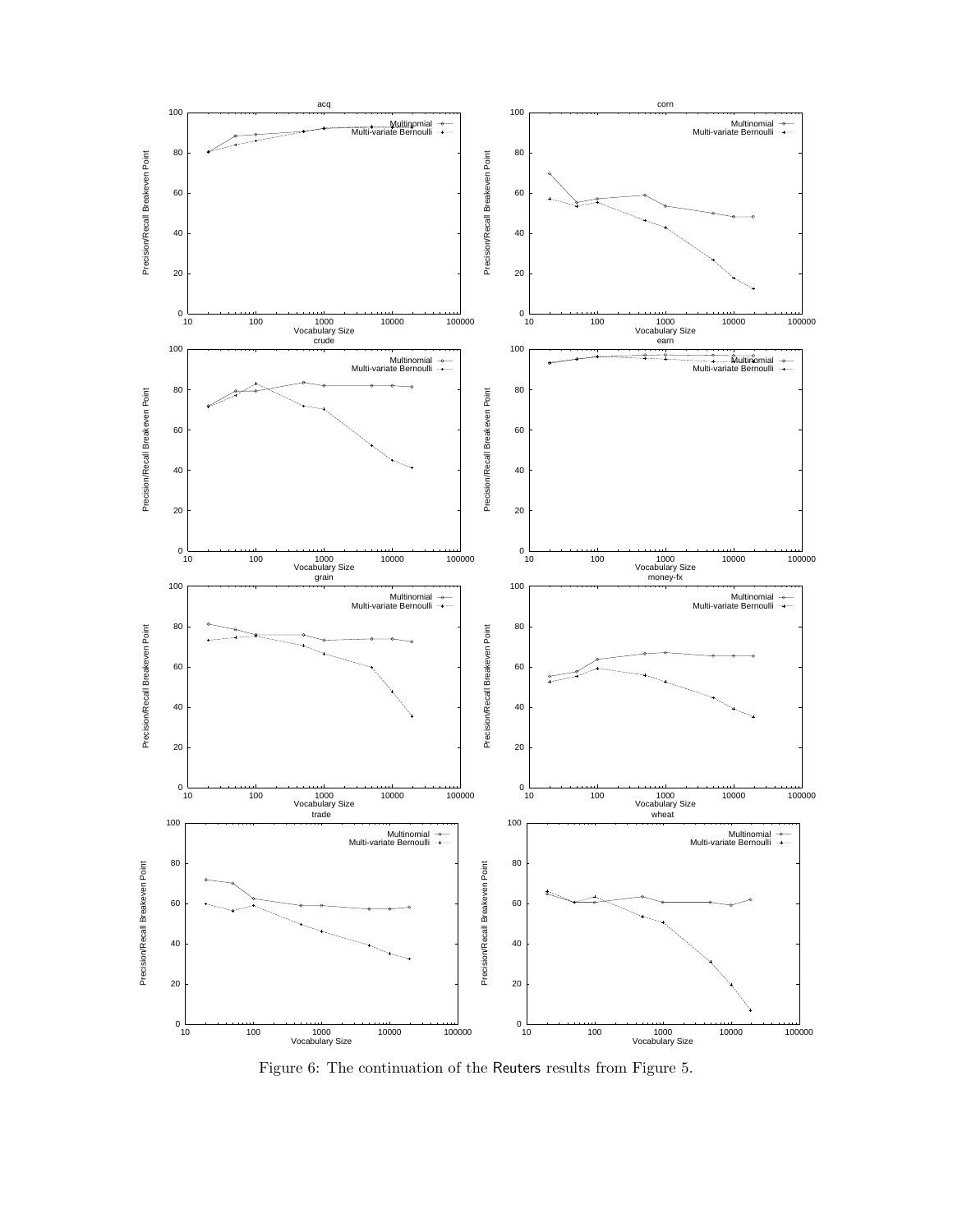acq

Multinomial
Multi-variate Bernoulli

Precision/Recall Breakeven Point

Vocabulary Size

0 20 40 60 80 100

10 100 1000 10000 100000

corn

Multinomial
Multi-variate Bernoulli

Precision/Recall Breakeven Point

Vocabulary Size

crude

Multinomial
Multi-variate Bernoulli

Precision/Recall Breakeven Point

Vocabulary Size

earn

Multinomial
Multi-variate Bernoulli

Precision/Recall Breakeven Point

Vocabulary Size

grain

Multinomial
Multi-variate Bernoulli

Precision/Recall Breakeven Point

Vocabulary Size

money-fx

Multinomial
Multi-variate Bernoulli

Precision/Recall Breakeven Point

Vocabulary Size

trade

Multinomial
Multi-variate Bernoulli

Precision/Recall Breakeven Point

Vocabulary Size

wheat

Multinomial
Multi-variate Bernoulli

Precision/Recall Breakeven Point

Vocabulary Size

Figure 6: The continuation of the Reuters results from Figure 5.